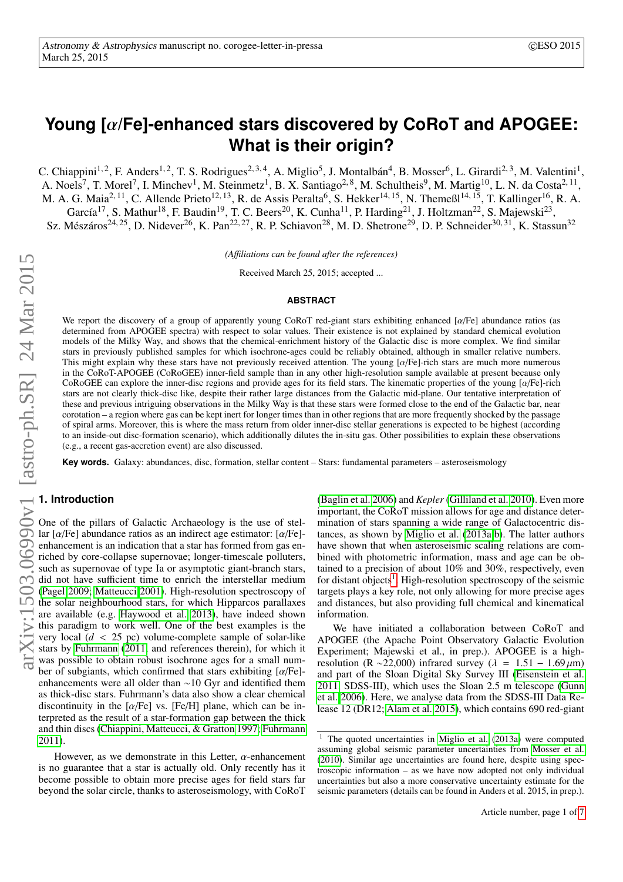# Young [$\alpha$/Fe]-enhanced stars discovered by CoRoT and APOGEE: What is their origin?

C. Chiappini[1,2], F. Anders[1,2], T. S. Rodrigues[2,3,4], A. Miglio[5], J. Montalbán[4], B. Mosser[6], L. Girardi[2,3], M. Valentini[1], A. Noels[7], T. Morel[7], I. Minchev[1], M. Steinmetz[1], B. X. Santiago[2,8], M. Schultheis[9], M. Martig[10], L. N. da Costa[2,11], M. A. G. Maia[2,11], C. Allende Prieto[12,13], R. de Assis Peralta[6], S. Hekker[14,15], N. Themeßl[14,15], T. Kallinger[16], R. A. García[17], S. Mathur[18], F. Baudin[19], T. C. Beers[20], K. Cunha[11], P. Harding[21], J. Holtzman[22], S. Majewski[23], Sz. Mészáros[24,25], D. Nidever[26], K. Pan[22,27], R. P. Schiavon[28], M. D. Shetrone[29], D. P. Schneider[30,31], K. Stassun[32]

*(Affiliations can be found after the references)*

Received March 25, 2015; accepted ...

**ABSTRACT**

We report the discovery of a group of apparently young CoRoT red-giant stars exhibiting enhanced [$\alpha$/Fe] abundance ratios (as determined from APOGEE spectra) with respect to solar values. Their existence is not explained by standard chemical evolution models of the Milky Way, and shows that the chemical-enrichment history of the Galactic disc is more complex. We find similar stars in previously published samples for which isochrone-ages could be reliably obtained, although in smaller relative numbers. This might explain why these stars have not previously received attention. The young [$\alpha$/Fe]-rich stars are much more numerous in the CoRoT-APOGEE (CoRoGEE) inner-field sample than in any other high-resolution sample available at present because only CoRoGEE can explore the inner-disc regions and provide ages for its field stars. The kinematic properties of the young [$\alpha$/Fe]-rich stars are not clearly thick-disc like, despite their rather large distances from the Galactic mid-plane. Our tentative interpretation of these and previous intriguing observations in the Milky Way is that these stars were formed close to the end of the Galactic bar, near corotation – a region where gas can be kept inert for longer times than in other regions that are more frequently shocked by the passage of spiral arms. Moreover, this is where the mass return from older inner-disc stellar generations is expected to be highest (according to an inside-out disc-formation scenario), which additionally dilutes the in-situ gas. Other possibilities to explain these observations (e.g., a recent gas-accretion event) are also discussed.

**Key words.** Galaxy: abundances, disc, formation, stellar content – Stars: fundamental parameters – asteroseismology

## 1. Introduction

One of the pillars of Galactic Archaeology is the use of stellar [$\alpha$/Fe] abundance ratios as an indirect age estimator: [$\alpha$/Fe]-enhancement is an indication that a star has formed from gas enriched by core-collapse supernovae; longer-timescale polluters, such as supernovae of type Ia or asymptotic giant-branch stars, did not have sufficient time to enrich the interstellar medium (Pagel 2009; Matteucci 2001). High-resolution spectroscopy of the solar neighbourhood stars, for which Hipparcos parallaxes are available (e.g. Haywood et al. 2013), have indeed shown this paradigm to work well. One of the best examples is the very local ($d < 25$ pc) volume-complete sample of solar-like stars by Fuhrmann (2011, and references therein), for which it was possible to obtain robust isochrone ages for a small number of subgiants, which confirmed that stars exhibiting [$\alpha$/Fe]-enhancements were all older than ~10 Gyr and identified them as thick-disc stars. Fuhrmann's data also show a clear chemical discontinuity in the [$\alpha$/Fe] vs. [Fe/H] plane, which can be interpreted as the result of a star-formation gap between the thick and thin discs (Chiappini, Matteucci, & Gratton 1997; Fuhrmann 2011).

However, as we demonstrate in this Letter, $\alpha$-enhancement is no guarantee that a star is actually old. Only recently has it become possible to obtain more precise ages for field stars far beyond the solar circle, thanks to asteroseismology, with CoRoT (Baglin et al. 2006) and *Kepler* (Gilliland et al. 2010). Even more important, the CoRoT mission allows for age and distance determination of stars spanning a wide range of Galactocentric distances, as shown by Miglio et al. (2013a,b). The latter authors have shown that when asteroseismic scaling relations are combined with photometric information, mass and age can be obtained to a precision of about 10% and 30%, respectively, even for distant objects[1]. High-resolution spectroscopy of the seismic targets plays a key role, not only allowing for more precise ages and distances, but also providing full chemical and kinematical information.

We have initiated a collaboration between CoRoT and APOGEE (the Apache Point Observatory Galactic Evolution Experiment; Majewski et al., in prep.). APOGEE is a high-resolution (R ~22,000) infrared survey ($\lambda$ = 1.51 – 1.69 $\mu$m) and part of the Sloan Digital Sky Survey III (Eisenstein et al. 2011, SDSS-III), which uses the Sloan 2.5 m telescope (Gunn et al. 2006). Here, we analyse data from the SDSS-III Data Release 12 (DR12; Alam et al. 2015), which contains 690 red-giant

[1] The quoted uncertainties in Miglio et al. (2013a) were computed assuming global seismic parameter uncertainties from Mosser et al. (2010). Similar age uncertainties are found here, despite using spectroscopic information – as we have now adopted not only individual uncertainties but also a more conservative uncertainty estimate for the seismic parameters (details can be found in Anders et al. 2015, in prep.).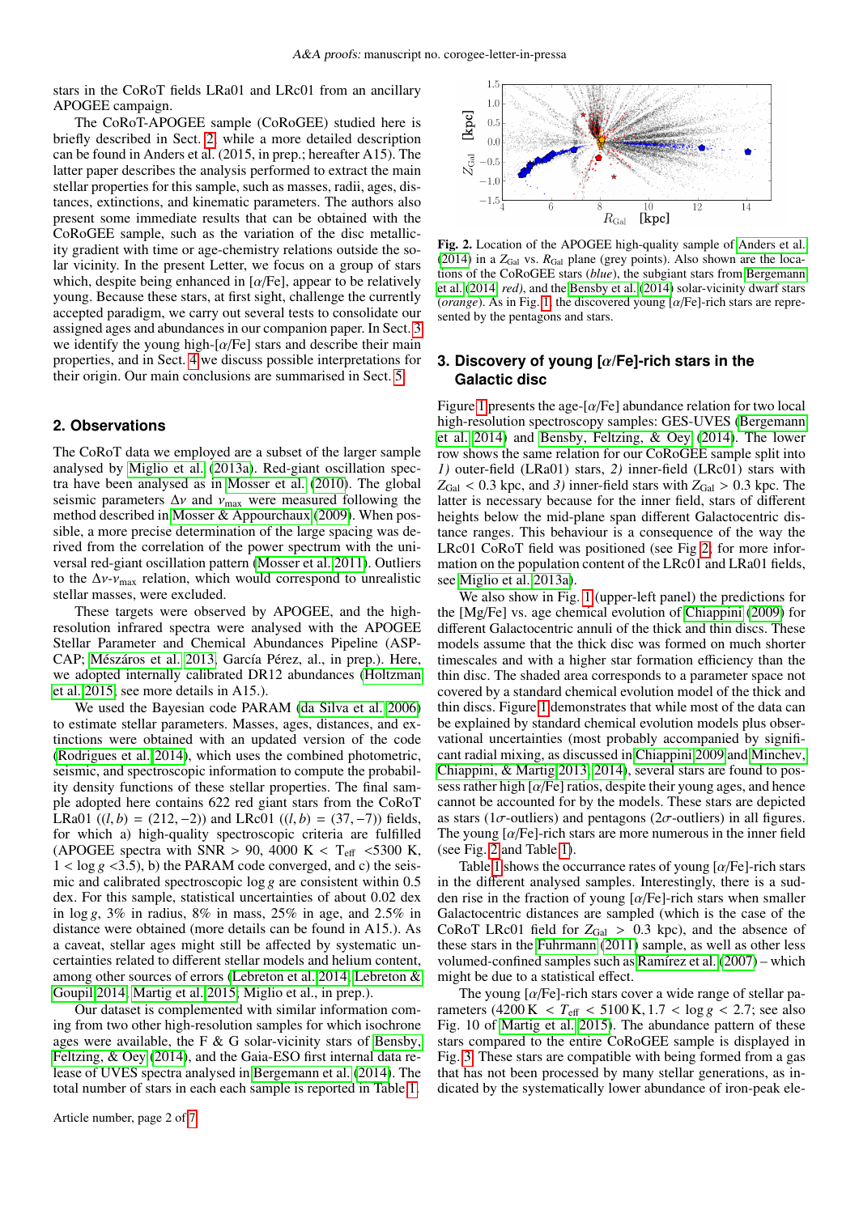stars in the CoRoT fields LRa01 and LRc01 from an ancillary APOGEE campaign.

The CoRoT-APOGEE sample (CoRoGEE) studied here is briefly described in Sect. 2, while a more detailed description can be found in Anders et al. (2015, in prep.; hereafter A15). The latter paper describes the analysis performed to extract the main stellar properties for this sample, such as masses, radii, ages, distances, extinctions, and kinematic parameters. The authors also present some immediate results that can be obtained with the CoRoGEE sample, such as the variation of the disc metallicity gradient with time or age-chemistry relations outside the solar vicinity. In the present Letter, we focus on a group of stars which, despite being enhanced in [$\alpha$/Fe], appear to be relatively young. Because these stars, at first sight, challenge the currently accepted paradigm, we carry out several tests to consolidate our assigned ages and abundances in our companion paper. In Sect. 3 we identify the young high-[$\alpha$/Fe] stars and describe their main properties, and in Sect. 4 we discuss possible interpretations for their origin. Our main conclusions are summarised in Sect. 5.

## 2. Observations

The CoRoT data we employed are a subset of the larger sample analysed by Miglio et al. (2013a). Red-giant oscillation spectra have been analysed as in Mosser et al. (2010). The global seismic parameters $\Delta\nu$ and $\nu_{max}$ were measured following the method described in Mosser & Appourchaux (2009). When possible, a more precise determination of the large spacing was derived from the correlation of the power spectrum with the universal red-giant oscillation pattern (Mosser et al. 2011). Outliers to the $\Delta\nu$-$\nu_{max}$ relation, which would correspond to unrealistic stellar masses, were excluded.

These targets were observed by APOGEE, and the high-resolution infrared spectra were analysed with the APOGEE Stellar Parameter and Chemical Abundances Pipeline (ASPCAP; Mészáros et al. 2013, García Pérez, al., in prep.). Here, we adopted internally calibrated DR12 abundances (Holtzman et al. 2015, see more details in A15.).

We used the Bayesian code PARAM (da Silva et al. 2006) to estimate stellar parameters. Masses, ages, distances, and extinctions were obtained with an updated version of the code (Rodrigues et al. 2014), which uses the combined photometric, seismic, and spectroscopic information to compute the probability density functions of these stellar properties. The final sample adopted here contains 622 red giant stars from the CoRoT LRa01 ($(l, b) = (212, -2)$) and LRc01 ($(l, b) = (37, -7)$) fields, for which a) high-quality spectroscopic criteria are fulfilled (APOGEE spectra with SNR $> 90$, 4000 K $< T_{\rm eff} <$5300 K, $1 < \log g <$3.5), b) the PARAM code converged, and c) the seismic and calibrated spectroscopic $\log g$ are consistent within 0.5 dex. For this sample, statistical uncertainties of about 0.02 dex in $\log g$, 3% in radius, 8% in mass, 25% in age, and 2.5% in distance were obtained (more details can be found in A15.). As a caveat, stellar ages might still be affected by systematic uncertainties related to different stellar models and helium content, among other sources of errors (Lebreton et al. 2014; Lebreton & Goupil 2014; Martig et al. 2015; Miglio et al., in prep.).

Our dataset is complemented with similar information coming from two other high-resolution samples for which isochrone ages were available, the F & G solar-vicinity stars of Bensby, Feltzing, & Oey (2014), and the Gaia-ESO first internal data release of UVES spectra analysed in Bergemann et al. (2014). The total number of stars in each each sample is reported in Table 1.

**Fig. 2.** Location of the APOGEE high-quality sample of Anders et al. (2014) in a $Z_{\rm Gal}$ vs. $R_{\rm Gal}$ plane (grey points). Also shown are the locations of the CoRoGEE stars (*blue*), the subgiant stars from Bergemann et al. (2014, *red*), and the Bensby et al. (2014) solar-vicinity dwarf stars (*orange*). As in Fig. 1, the discovered young [$\alpha$/Fe]-rich stars are represented by the pentagons and stars.

## 3. Discovery of young [$\alpha$/Fe]-rich stars in the Galactic disc

Figure 1 presents the age-[$\alpha$/Fe] abundance relation for two local high-resolution spectroscopy samples: GES-UVES (Bergemann et al. 2014) and Bensby, Feltzing, & Oey (2014). The lower row shows the same relation for our CoRoGEE sample split into *1)* outer-field (LRa01) stars, *2)* inner-field (LRc01) stars with $Z_{\rm Gal} < 0.3$ kpc, and *3)* inner-field stars with $Z_{\rm Gal} > 0.3$ kpc. The latter is necessary because for the inner field, stars of different heights below the mid-plane span different Galactocentric distance ranges. This behaviour is a consequence of the way the LRc01 CoRoT field was positioned (see Fig 2, for more information on the population content of the LRc01 and LRa01 fields, see Miglio et al. 2013a).

We also show in Fig. 1 (upper-left panel) the predictions for the [Mg/Fe] vs. age chemical evolution of Chiappini (2009) for different Galactocentric annuli of the thick and thin discs. These models assume that the thick disc was formed on much shorter timescales and with a higher star formation efficiency than the thin disc. The shaded area corresponds to a parameter space not covered by a standard chemical evolution model of the thick and thin discs. Figure 1 demonstrates that while most of the data can be explained by standard chemical evolution models plus observational uncertainties (most probably accompanied by significant radial mixing, as discussed in Chiappini 2009 and Minchev, Chiappini, & Martig 2013, 2014), several stars are found to possess rather high [$\alpha$/Fe] ratios, despite their young ages, and hence cannot be accounted for by the models. These stars are depicted as stars (1$\sigma$-outliers) and pentagons (2$\sigma$-outliers) in all figures. The young [$\alpha$/Fe]-rich stars are more numerous in the inner field (see Fig. 2 and Table 1).

Table 1 shows the occurrence rates of young [$\alpha$/Fe]-rich stars in the different analysed samples. Interestingly, there is a sudden rise in the fraction of young [$\alpha$/Fe]-rich stars when smaller Galactocentric distances are sampled (which is the case of the CoRoT LRc01 field for $Z_{\rm Gal} > 0.3$ kpc), and the absence of these stars in the Fuhrmann (2011) sample, as well as other less volumed-confined samples such as Ramírez et al. (2007) – which might be due to a statistical effect.

The young [$\alpha$/Fe]-rich stars cover a wide range of stellar parameters (4200 K $< T_{\rm eff} <$ 5100 K, $1.7 < \log g < 2.7$; see also Fig. 10 of Martig et al. 2015). The abundance pattern of these stars compared to the entire CoRoGEE sample is displayed in Fig. 3. These stars are compatible with being formed from a gas that has not been processed by many stellar generations, as indicated by the systematically lower abundance of iron-peak ele-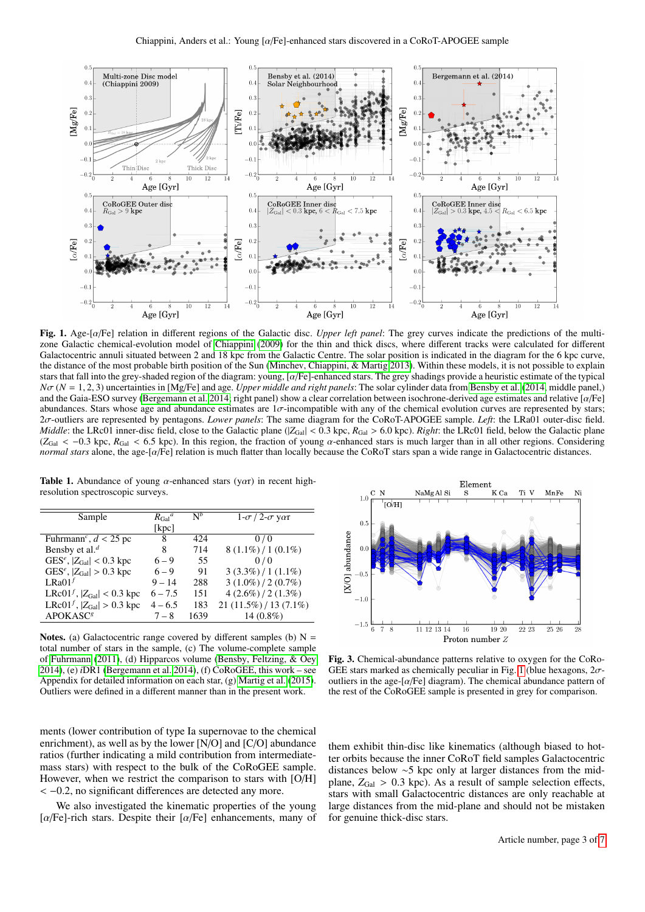**Fig. 1.** Age-[$\alpha$/Fe] relation in different regions of the Galactic disc. *Upper left panel*: The grey curves indicate the predictions of the multi-zone Galactic chemical-evolution model of Chiappini (2009) for the thin and thick discs, where different tracks were calculated for different Galactocentric annuli situated between 2 and 18 kpc from the Galactic Centre. The solar position is indicated in the diagram for the 6 kpc curve, the distance of the most probable birth position of the Sun (Minchev, Chiappini, & Martig 2013). Within these models, it is not possible to explain stars that fall into the grey-shaded region of the diagram: young, [$\alpha$/Fe]-enhanced stars. The grey shadings provide a heuristic estimate of the typical $N\sigma$ ($N = 1, 2, 3$) uncertainties in [Mg/Fe] and age. *Upper middle and right panels*: The solar cylinder data from Bensby et al. (2014, middle panel,) and the Gaia-ESO survey (Bergemann et al. 2014, right panel) show a clear correlation between isochrone-derived age estimates and relative [$\alpha$/Fe] abundances. Stars whose age and abundance estimates are $1\sigma$-incompatible with any of the chemical evolution curves are represented by stars; $2\sigma$-outliers are represented by pentagons. *Lower panels*: The same diagram for the CoRoT-APOGEE sample. *Left*: the LRa01 outer-disc field. *Middle*: the LRc01 inner-disc field, close to the Galactic plane ($|Z_{\rm Gal}| < 0.3$ kpc, $R_{\rm Gal} > 6.0$ kpc). *Right*: the LRc01 field, below the Galactic plane ($Z_{\rm Gal} < -0.3$ kpc, $R_{\rm Gal} < 6.5$ kpc). In this region, the fraction of young $\alpha$-enhanced stars is much larger than in all other regions. Considering *normal stars* alone, the age-[$\alpha$/Fe] relation is much flatter than locally because the CoRoT stars span a wide range in Galactocentric distances.

**Table 1.** Abundance of young $\alpha$-enhanced stars (y$\alpha$r) in recent high-resolution spectroscopic surveys.

| Sample | $R_{\rm Gal}$[a] [kpc] | N[b] | 1-$\sigma$ / 2-$\sigma$ y$\alpha$r |
|---|---|---|---|
| Fuhrmann[c], $d < 25$ pc | 8 | 424 | 0 / 0 |
| Bensby et al.[d] | 8 | 714 | 8 (1.1%) / 1 (0.1%) |
| GES[e], $\|Z_{\rm Gal}\| < 0.3$ kpc | 6 – 9 | 55 | 0 / 0 |
| GES[e], $\|Z_{\rm Gal}\| > 0.3$ kpc | 6 – 9 | 91 | 3 (3.3%) / 1 (1.1%) |
| LRa01[f] | 9 – 14 | 288 | 3 (1.0%) / 2 (0.7%) |
| LRc01[f], $\|Z_{\rm Gal}\| < 0.3$ kpc | 6 – 7.5 | 151 | 4 (2.6%) / 2 (1.3%) |
| LRc01[f], $\|Z_{\rm Gal}\| > 0.3$ kpc | 4 – 6.5 | 183 | 21 (11.5%) / 13 (7.1%) |
| APOKASC[g] | 7 – 8 | 1639 | 14 (0.8%) |

**Notes.** (a) Galactocentric range covered by different samples (b) N = total number of stars in the sample, (c) The volume-complete sample of Fuhrmann (2011), (d) Hipparcos volume (Bensby, Feltzing, & Oey 2014), (e) *i*DR1 (Bergemann et al. 2014), (f) CoRoGEE, this work – see Appendix for detailed information on each star, (g) Martig et al. (2015). Outliers were defined in a different manner than in the present work.

**Fig. 3.** Chemical-abundance patterns relative to oxygen for the CoRoGEE stars marked as chemically peculiar in Fig. 1 (blue hexagons, $2\sigma$-outliers in the age-[$\alpha$/Fe] diagram). The chemical abundance pattern of the rest of the CoRoGEE sample is presented in grey for comparison.

ments (lower contribution of type Ia supernovae to the chemical enrichment), as well as by the lower [N/O] and [C/O] abundance ratios (further indicating a mild contribution from intermediate-mass stars) with respect to the bulk of the CoRoGEE sample. However, when we restrict the comparison to stars with [O/H] $< -0.2$, no significant differences are detected any more.

We also investigated the kinematic properties of the young [$\alpha$/Fe]-rich stars. Despite their [$\alpha$/Fe] enhancements, many of them exhibit thin-disc like kinematics (although biased to hotter orbits because the inner CoRoT field samples Galactocentric distances below $\sim$5 kpc only at larger distances from the mid-plane, $Z_{\rm Gal} > 0.3$ kpc). As a result of sample selection effects, stars with small Galactocentric distances are only reachable at large distances from the mid-plane and should not be mistaken for genuine thick-disc stars.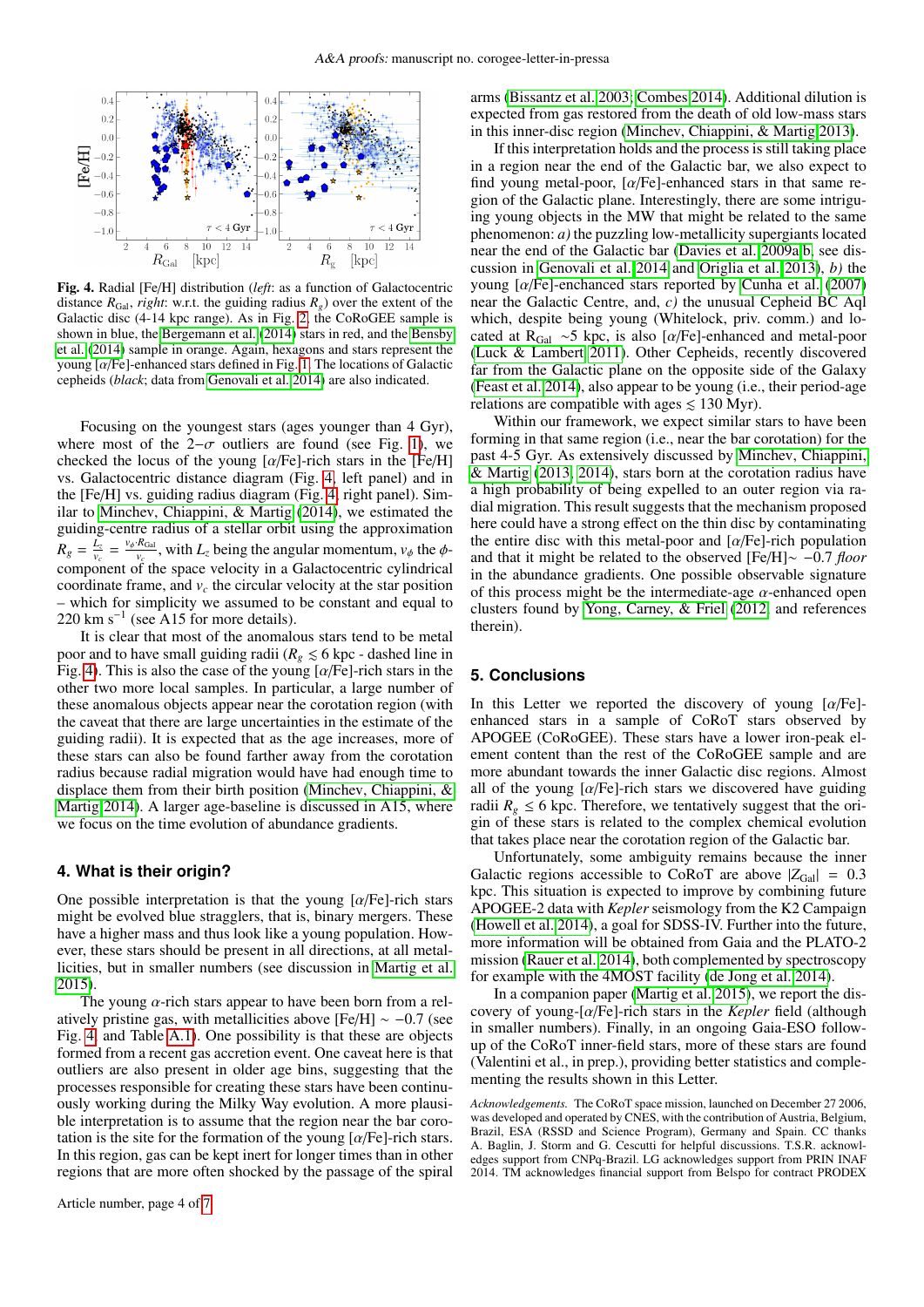**Fig. 4.** Radial [Fe/H] distribution (*left*: as a function of Galactocentric distance $R_{Gal}$, *right*: w.r.t. the guiding radius $R_g$) over the extent of the Galactic disc (4-14 kpc range). As in Fig. 2, the CoRoGEE sample is shown in blue, the Bergemann et al. (2014) stars in red, and the Bensby et al. (2014) sample in orange. Again, hexagons and stars represent the young [$\alpha$/Fe]-enhanced stars defined in Fig. 1. The locations of Galactic cepheids (*black*; data from Genovali et al. 2014) are also indicated.

Focusing on the youngest stars (ages younger than 4 Gyr), where most of the 2$-\sigma$ outliers are found (see Fig. 1), we checked the locus of the young [$\alpha$/Fe]-rich stars in the [Fe/H] vs. Galactocentric distance diagram (Fig. 4, left panel) and in the [Fe/H] vs. guiding radius diagram (Fig. 4, right panel). Similar to Minchev, Chiappini, & Martig (2014), we estimated the guiding-centre radius of a stellar orbit using the approximation $R_g = \frac{L_z}{v_c} = \frac{v_\phi \cdot R_{Gal}}{v_c}$, with $L_z$ being the angular momentum, $v_\phi$ the $\phi$-component of the space velocity in a Galactocentric cylindrical coordinate frame, and $v_c$ the circular velocity at the star position – which for simplicity we assumed to be constant and equal to 220 km s$^{-1}$ (see A15 for more details).

It is clear that most of the anomalous stars tend to be metal poor and to have small guiding radii ($R_g \lesssim 6$ kpc - dashed line in Fig. 4). This is also the case of the young [$\alpha$/Fe]-rich stars in the other two more local samples. In particular, a large number of these anomalous objects appear near the corotation region (with the caveat that there are large uncertainties in the estimate of the guiding radii). It is expected that as the age increases, more of these stars can also be found farther away from the corotation radius because radial migration would have had enough time to displace them from their birth position (Minchev, Chiappini, & Martig 2014). A larger age-baseline is discussed in A15, where we focus on the time evolution of abundance gradients.

## 4. What is their origin?

One possible interpretation is that the young [$\alpha$/Fe]-rich stars might be evolved blue stragglers, that is, binary mergers. These have a higher mass and thus look like a young population. However, these stars should be present in all directions, at all metallicities, but in smaller numbers (see discussion in Martig et al. 2015).

The young $\alpha$-rich stars appear to have been born from a relatively pristine gas, with metallicities above [Fe/H] $\sim -0.7$ (see Fig. 4 and Table A.1). One possibility is that these are objects formed from a recent gas accretion event. One caveat here is that outliers are also present in older age bins, suggesting that the processes responsible for creating these stars have been continuously working during the Milky Way evolution. A more plausible interpretation is to assume that the region near the bar corotation is the site for the formation of the young [$\alpha$/Fe]-rich stars. In this region, gas can be kept inert for longer times than in other regions that are more often shocked by the passage of the spiral arms (Bissantz et al. 2003; Combes 2014). Additional dilution is expected from gas restored from the death of old low-mass stars in this inner-disc region (Minchev, Chiappini, & Martig 2013).

If this interpretation holds and the process is still taking place in a region near the end of the Galactic bar, we also expect to find young metal-poor, [$\alpha$/Fe]-enhanced stars in that same region of the Galactic plane. Interestingly, there are some intriguing young objects in the MW that might be related to the same phenomenon: *a)* the puzzling low-metallicity supergiants located near the end of the Galactic bar (Davies et al. 2009a,b, see discussion in Genovali et al. 2014 and Origlia et al. 2013), *b)* the young [$\alpha$/Fe]-enhanced stars reported by Cunha et al. (2007) near the Galactic Centre, and, *c)* the unusual Cepheid BC Aql which, despite being young (Whitelock, priv. comm.) and located at $R_{Gal}$ $\sim$5 kpc, is also [$\alpha$/Fe]-enhanced and metal-poor (Luck & Lambert 2011). Other Cepheids, recently discovered far from the Galactic plane on the opposite side of the Galaxy (Feast et al. 2014), also appear to be young (i.e., their period-age relations are compatible with ages $\lesssim$ 130 Myr).

Within our framework, we expect similar stars to have been forming in that same region (i.e., near the bar corotation) for the past 4-5 Gyr. As extensively discussed by Minchev, Chiappini, & Martig (2013, 2014), stars born at the corotation radius have a high probability of being expelled to an outer region via radial migration. This result suggests that the mechanism proposed here could have a strong effect on the thin disc by contaminating the entire disc with this metal-poor and [$\alpha$/Fe]-rich population and that it might be related to the observed [Fe/H]$\sim -0.7$ *floor* in the abundance gradients. One possible observable signature of this process might be the intermediate-age $\alpha$-enhanced open clusters found by Yong, Carney, & Friel (2012) and references therein).

## 5. Conclusions

In this Letter we reported the discovery of young [$\alpha$/Fe]-enhanced stars in a sample of CoRoT stars observed by APOGEE (CoRoGEE). These stars have a lower iron-peak element content than the rest of the CoRoGEE sample and are more abundant towards the inner Galactic disc regions. Almost all of the young [$\alpha$/Fe]-rich stars we discovered have guiding radii $R_g \leq 6$ kpc. Therefore, we tentatively suggest that the origin of these stars is related to the complex chemical evolution that takes place near the corotation region of the Galactic bar.

Unfortunately, some ambiguity remains because the inner Galactic regions accessible to CoRoT are above $|Z_{Gal}| = 0.3$ kpc. This situation is expected to improve by combining future APOGEE-2 data with *Kepler* seismology from the K2 Campaign (Howell et al. 2014), a goal for SDSS-IV. Further into the future, more information will be obtained from Gaia and the PLATO-2 mission (Rauer et al. 2014), both complemented by spectroscopy for example with the 4MOST facility (de Jong et al. 2014).

In a companion paper (Martig et al. 2015), we report the discovery of young-[$\alpha$/Fe]-rich stars in the *Kepler* field (although in smaller numbers). Finally, in an ongoing Gaia-ESO follow-up of the CoRoT inner-field stars, more of these stars are found (Valentini et al., in prep.), providing better statistics and complementing the results shown in this Letter.

*Acknowledgements.* The CoRoT space mission, launched on December 27 2006, was developed and operated by CNES, with the contribution of Austria, Belgium, Brazil, ESA (RSSD and Science Program), Germany and Spain. CC thanks A. Baglin, J. Storm and G. Cescutti for helpful discussions. T.S.R. acknowledges support from CNPq-Brazil. LG acknowledges support from PRIN INAF 2014. TM acknowledges financial support from Belspo for contract PRODEX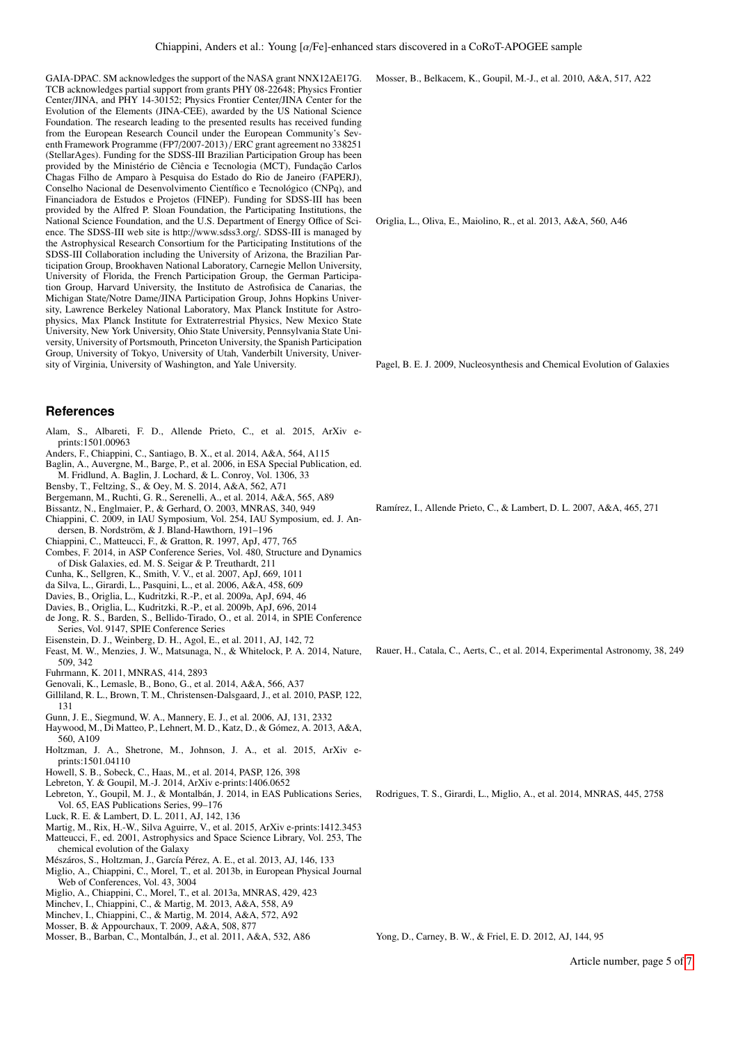GAIA-DPAC. SM acknowledges the support of the NASA grant NNX12AE17G. TCB acknowledges partial support from grants PHY 08-22648; Physics Frontier Center/JINA, and PHY 14-30152; Physics Frontier Center/JINA Center for the Evolution of the Elements (JINA-CEE), awarded by the US National Science Foundation. The research leading to the presented results has received funding from the European Research Council under the European Community's Seventh Framework Programme (FP7/2007-2013) / ERC grant agreement no 338251 (StellarAges). Funding for the SDSS-III Brazilian Participation Group has been provided by the Ministério de Ciência e Tecnologia (MCT), Fundação Carlos Chagas Filho de Amparo à Pesquisa do Estado do Rio de Janeiro (FAPERJ), Conselho Nacional de Desenvolvimento Científico e Tecnológico (CNPq), and Financiadora de Estudos e Projetos (FINEP). Funding for SDSS-III has been provided by the Alfred P. Sloan Foundation, the Participating Institutions, the National Science Foundation, and the U.S. Department of Energy Office of Science. The SDSS-III web site is http://www.sdss3.org/. SDSS-III is managed by the Astrophysical Research Consortium for the Participating Institutions of the SDSS-III Collaboration including the University of Arizona, the Brazilian Participation Group, Brookhaven National Laboratory, Carnegie Mellon University, University of Florida, the French Participation Group, the German Participation Group, Harvard University, the Instituto de Astrofisica de Canarias, the Michigan State/Notre Dame/JINA Participation Group, Johns Hopkins University, Lawrence Berkeley National Laboratory, Max Planck Institute for Astrophysics, Max Planck Institute for Extraterrestrial Physics, New Mexico State University, New York University, Ohio State University, Pennsylvania State University, University of Portsmouth, Princeton University, the Spanish Participation Group, University of Tokyo, University of Utah, Vanderbilt University, University of Virginia, University of Washington, and Yale University.

## References

Alam, S., Albareti, F. D., Allende Prieto, C., et al. 2015, ArXiv e-prints:1501.00963
Anders, F., Chiappini, C., Santiago, B. X., et al. 2014, A&A, 564, A115
Baglin, A., Auvergne, M., Barge, P., et al. 2006, in ESA Special Publication, ed. M. Fridlund, A. Baglin, J. Lochard, & L. Conroy, Vol. 1306, 33
Bensby, T., Feltzing, S., & Oey, M. S. 2014, A&A, 562, A71
Bergemann, M., Ruchti, G. R., Serenelli, A., et al. 2014, A&A, 565, A89
Bissantz, N., Englmaier, P., & Gerhard, O. 2003, MNRAS, 340, 949
Chiappini, C. 2009, in IAU Symposium, Vol. 254, IAU Symposium, ed. J. Andersen, B. Nordström, & J. Bland-Hawthorn, 191–196
Chiappini, C., Matteucci, F., & Gratton, R. 1997, ApJ, 477, 765
Combes, F. 2014, in ASP Conference Series, Vol. 480, Structure and Dynamics of Disk Galaxies, ed. M. S. Seigar & P. Treuthardt, 211
Cunha, K., Sellgren, K., Smith, V. V., et al. 2007, ApJ, 669, 1011
da Silva, L., Girardi, L., Pasquini, L., et al. 2006, A&A, 458, 609
Davies, B., Origlia, L., Kudritzki, R.-P., et al. 2009a, ApJ, 694, 46
Davies, B., Origlia, L., Kudritzki, R.-P., et al. 2009b, ApJ, 696, 2014
de Jong, R. S., Barden, S., Bellido-Tirado, O., et al. 2014, in SPIE Conference Series, Vol. 9147, SPIE Conference Series
Eisenstein, D. J., Weinberg, D. H., Agol, E., et al. 2011, AJ, 142, 72
Feast, M. W., Menzies, J. W., Matsunaga, N., & Whitelock, P. A. 2014, Nature, 509, 342
Fuhrmann, K. 2011, MNRAS, 414, 2893
Genovali, K., Lemasle, B., Bono, G., et al. 2014, A&A, 566, A37
Gilliland, R. L., Brown, T. M., Christensen-Dalsgaard, J., et al. 2010, PASP, 122, 131
Gunn, J. E., Siegmund, W. A., Mannery, E. J., et al. 2006, AJ, 131, 2332
Haywood, M., Di Matteo, P., Lehnert, M. D., Katz, D., & Gómez, A. 2013, A&A, 560, A109
Holtzman, J. A., Shetrone, M., Johnson, J. A., et al. 2015, ArXiv e-prints:1501.04110
Howell, S. B., Sobeck, C., Haas, M., et al. 2014, PASP, 126, 398
Lebreton, Y. & Goupil, M.-J. 2014, ArXiv e-prints:1406.0652
Lebreton, Y., Goupil, M. J., & Montalbán, J. 2014, in EAS Publications Series, Vol. 65, EAS Publications Series, 99–176
Luck, R. E. & Lambert, D. L. 2011, AJ, 142, 136
Martig, M., Rix, H.-W., Silva Aguirre, V., et al. 2015, ArXiv e-prints:1412.3453
Matteucci, F., ed. 2001, Astrophysics and Space Science Library, Vol. 253, The chemical evolution of the Galaxy
Mészáros, S., Holtzman, J., García Pérez, A. E., et al. 2013, AJ, 146, 133
Miglio, A., Chiappini, C., Morel, T., et al. 2013b, in European Physical Journal Web of Conferences, Vol. 43, 3004
Miglio, A., Chiappini, C., Morel, T., et al. 2013a, MNRAS, 429, 423
Minchev, I., Chiappini, C., & Martig, M. 2013, A&A, 558, A9
Minchev, I., Chiappini, C., & Martig, M. 2014, A&A, 572, A92
Mosser, B. & Appourchaux, T. 2009, A&A, 508, 877
Mosser, B., Barban, C., Montalbán, J., et al. 2011, A&A, 532, A86
Mosser, B., Belkacem, K., Goupil, M.-J., et al. 2010, A&A, 517, A22
Origlia, L., Oliva, E., Maiolino, R., et al. 2013, A&A, 560, A46
Pagel, B. E. J. 2009, Nucleosynthesis and Chemical Evolution of Galaxies
Ramírez, I., Allende Prieto, C., & Lambert, D. L. 2007, A&A, 465, 271
Rauer, H., Catala, C., Aerts, C., et al. 2014, Experimental Astronomy, 38, 249
Rodrigues, T. S., Girardi, L., Miglio, A., et al. 2014, MNRAS, 445, 2758
Yong, D., Carney, B. W., & Friel, E. D. 2012, AJ, 144, 95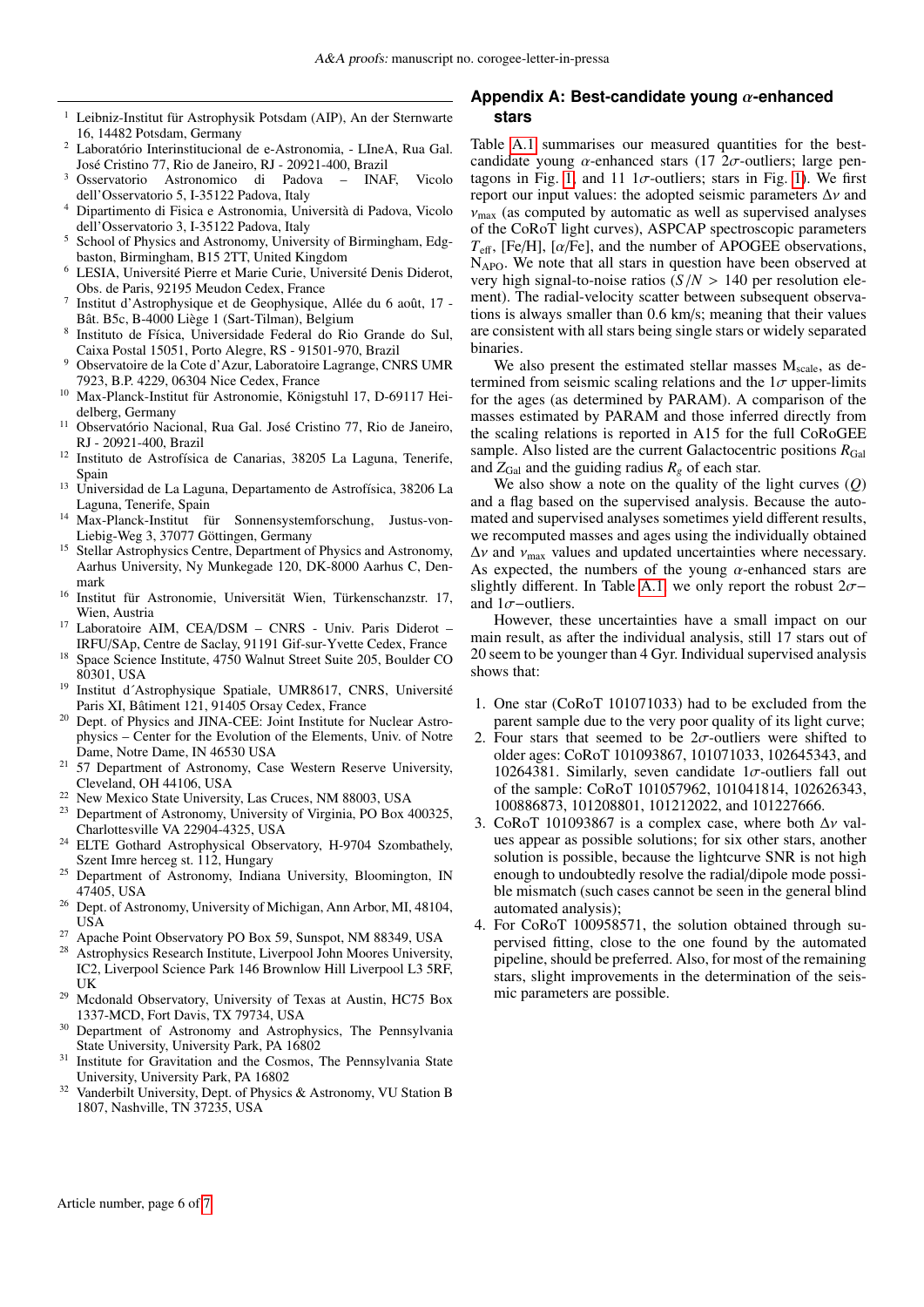[1] Leibniz-Institut für Astrophysik Potsdam (AIP), An der Sternwarte 16, 14482 Potsdam, Germany

[2] Laboratório Interinstitucional de e-Astronomia, - LIneA, Rua Gal. José Cristino 77, Rio de Janeiro, RJ - 20921-400, Brazil

[3] Osservatorio Astronomico di Padova – INAF, Vicolo dell'Osservatorio 5, I-35122 Padova, Italy

[4] Dipartimento di Fisica e Astronomia, Università di Padova, Vicolo dell'Osservatorio 3, I-35122 Padova, Italy

[5] School of Physics and Astronomy, University of Birmingham, Edgbaston, Birmingham, B15 2TT, United Kingdom

[6] LESIA, Université Pierre et Marie Curie, Université Denis Diderot, Obs. de Paris, 92195 Meudon Cedex, France

[7] Institut d'Astrophysique et de Géophysique, Allée du 6 août, 17 - Bât. B5c, B-4000 Liège 1 (Sart-Tilman), Belgium

[8] Instituto de Física, Universidade Federal do Rio Grande do Sul, Caixa Postal 15051, Porto Alegre, RS - 91501-970, Brazil

[9] Observatoire de la Cote d'Azur, Laboratoire Lagrange, CNRS UMR 7923, B.P. 4229, 06304 Nice Cedex, France

[10] Max-Planck-Institut für Astronomie, Königstuhl 17, D-69117 Heidelberg, Germany

[11] Observatório Nacional, Rua Gal. José Cristino 77, Rio de Janeiro, RJ - 20921-400, Brazil

[12] Instituto de Astrofísica de Canarias, 38205 La Laguna, Tenerife, Spain

[13] Universidad de La Laguna, Departamento de Astrofísica, 38206 La Laguna, Tenerife, Spain

[14] Max-Planck-Institut für Sonnensystemforschung, Justus-von-Liebig-Weg 3, 37077 Göttingen, Germany

[15] Stellar Astrophysics Centre, Department of Physics and Astronomy, Aarhus University, Ny Munkegade 120, DK-8000 Aarhus C, Denmark

[16] Institut für Astronomie, Universität Wien, Türkenschanzstr. 17, Wien, Austria

[17] Laboratoire AIM, CEA/DSM – CNRS - Univ. Paris Diderot – IRFU/SAp, Centre de Saclay, 91191 Gif-sur-Yvette Cedex, France

[18] Space Science Institute, 4750 Walnut Street Suite 205, Boulder CO 80301, USA

[19] Institut d´Astrophysique Spatiale, UMR8617, CNRS, Université Paris XI, Bâtiment 121, 91405 Orsay Cedex, France

[20] Dept. of Physics and JINA-CEE: Joint Institute for Nuclear Astrophysics – Center for the Evolution of the Elements, Univ. of Notre Dame, Notre Dame, IN 46530 USA

[21] 57 Department of Astronomy, Case Western Reserve University, Cleveland, OH 44106, USA

[22] New Mexico State University, Las Cruces, NM 88003, USA

[23] Department of Astronomy, University of Virginia, PO Box 400325, Charlottesville VA 22904-4325, USA

[24] ELTE Gothard Astrophysical Observatory, H-9704 Szombathely, Szent Imre herceg st. 112, Hungary

[25] Department of Astronomy, Indiana University, Bloomington, IN 47405, USA

[26] Dept. of Astronomy, University of Michigan, Ann Arbor, MI, 48104, USA

[27] Apache Point Observatory PO Box 59, Sunspot, NM 88349, USA

[28] Astrophysics Research Institute, Liverpool John Moores University, IC2, Liverpool Science Park 146 Brownlow Hill Liverpool L3 5RF, UK

[29] Mcdonald Observatory, University of Texas at Austin, HC75 Box 1337-MCD, Fort Davis, TX 79734, USA

[30] Department of Astronomy and Astrophysics, The Pennsylvania State University, University Park, PA 16802

[31] Institute for Gravitation and the Cosmos, The Pennsylvania State University, University Park, PA 16802

[32] Vanderbilt University, Dept. of Physics & Astronomy, VU Station B 1807, Nashville, TN 37235, USA

## Appendix A: Best-candidate young $\alpha$-enhanced stars

Table A.1 summarises our measured quantities for the best-candidate young $\alpha$-enhanced stars (17 $2\sigma$-outliers; large pentagons in Fig. 1, and 11 $1\sigma$-outliers; stars in Fig. 1). We first report our input values: the adopted seismic parameters $\Delta\nu$ and $\nu_{\rm max}$ (as computed by automatic as well as supervised analyses of the CoRoT light curves), ASPCAP spectroscopic parameters $T_{\rm eff}$, [Fe/H], [$\alpha$/Fe], and the number of APOGEE observations, $N_{\rm APO}$. We note that all stars in question have been observed at very high signal-to-noise ratios ($S/N > 140$ per resolution element). The radial-velocity scatter between subsequent observations is always smaller than 0.6 km/s; meaning that their values are consistent with all stars being single stars or widely separated binaries.

We also present the estimated stellar masses $M_{\rm scale}$, as determined from seismic scaling relations and the $1\sigma$ upper-limits for the ages (as determined by PARAM). A comparison of the masses estimated by PARAM and those inferred directly from the scaling relations is reported in A15 for the full CoRoGEE sample. Also listed are the current Galactocentric positions $R_{\rm Gal}$ and $Z_{\rm Gal}$ and the guiding radius $R_g$ of each star.

We also show a note on the quality of the light curves ($Q$) and a flag based on the supervised analysis. Because the automated and supervised analyses sometimes yield different results, we recomputed masses and ages using the individually obtained $\Delta\nu$ and $\nu_{\rm max}$ values and updated uncertainties where necessary. As expected, the numbers of the young $\alpha$-enhanced stars are slightly different. In Table A.1 we only report the robust $2\sigma-$ and $1\sigma-$outliers.

However, these uncertainties have a small impact on our main result, as after the individual analysis, still 17 stars out of 20 seem to be younger than 4 Gyr. Individual supervised analysis shows that:

1. One star (CoRoT 101071033) had to be excluded from the parent sample due to the very poor quality of its light curve;
2. Four stars that seemed to be $2\sigma$-outliers were shifted to older ages: CoRoT 101093867, 101071033, 102645343, and 10264381. Similarly, seven candidate $1\sigma$-outliers fall out of the sample: CoRoT 101057962, 101041814, 102626343, 100886873, 101208801, 101212022, and 101227666.
3. CoRoT 101093867 is a complex case, where both $\Delta\nu$ values appear as possible solutions; for six other stars, another solution is possible, because the lightcurve SNR is not high enough to undoubtedly resolve the radial/dipole mode possible mismatch (such cases cannot be seen in the general blind automated analysis);
4. For CoRoT 100958571, the solution obtained through supervised fitting, close to the one found by the automated pipeline, should be preferred. Also, for most of the remaining stars, slight improvements in the determination of the seismic parameters are possible.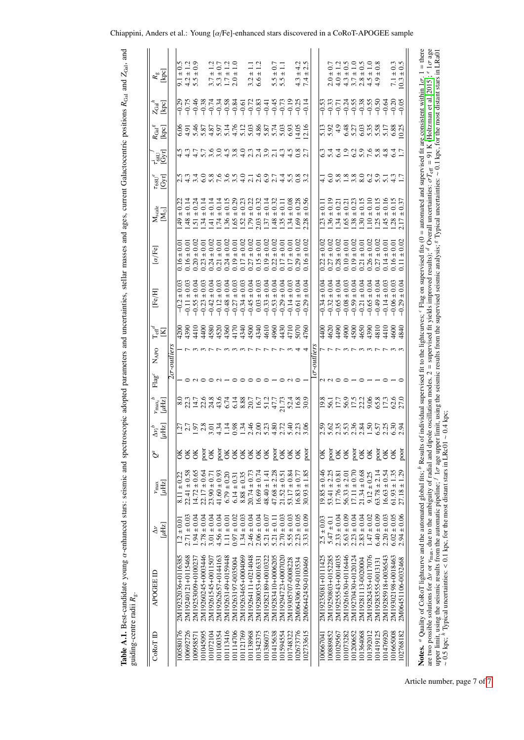**Table A.1.** Best-candidate young α-enhanced stars: seismic and spectroscopic adopted parameters and uncertainties, stellar masses and ages, current Galactocentric positions $R_{\rm Gal}$ and $Z_{\rm Gal}$, and guiding-centre radii $R_{\rm g}$.

| CoRoT ID | APOGEE ID | $\Delta\nu$ [$\mu$Hz] | $\nu_{\max}$ [$\mu$Hz] | $Q^a$ | $\Delta\nu_i^b$ [$\mu$Hz] | $\nu_{\max_i}{}^b$ [$\mu$Hz] | Flag$^c$ | $N_{\rm APO}$ | $T_{\rm eff}{}^d$ [K] | [Fe/H] | [$\alpha$/Fe] | $M_{\rm scale}$ [$M_\odot$] | $\tau_{\rm 68U}{}^e$ [Gyr] | $\tau_{\rm 68U}^{i}{}^f$ [Gyr] | $R_{\rm Gal}{}^g$ [kpc] | $Z_{\rm Gal}{}^h$ [kpc] | $R_{\rm g}$ [kpc] |
|---|---|---|---|---|---|---|---|---|---|---|---|---|---|---|---|---|---|
| | | | | | | | *2σ-outliers* | | | | | | | | | | |
| 100580176 | 2M19232036+0116385 | 1.2 ± 0.01 | 8.11 ± 0.22 | OK | 1.27 | 8.0 | 1 | 1 | 4200 | −0.2 ± 0.03 | 0.16 ± 0.01 | 1.49 ± 0.22 | 2.5 | 4.5 | 6.06 | −0.29 | 9.1 ± 0.5 |
| 100692726 | 2M19240121+0115468 | 2.71 ± 0.03 | 22.41 ± 0.58 | OK | 2.7 | 22.3 | 0 | 7 | 4390 | −0.11 ± 0.03 | 0.16 ± 0.01 | 1.48 ± 0.14 | 4.3 | 4.3 | 4.91 | −0.75 | 4.2 ± 1.2 |
| 100958571 | 2M19253009+0100237 | 1.94 ± 0.04 | 14.72 ± 0.65 | OK | 1.97 | 14.7 | 2 | 3 | 4410 | −0.55 ± 0.04 | 0.20 ± 0.02 | 1.51 ± 0.24 | 3.4 | 4.7 | 5.46 | −0.46 | 5.5 ± 0.9 |
| 101045095 | 2M19260245+0003446 | 2.78 ± 0.04 | 22.17 ± 0.64 | poor | 2.8 | 22.6 | 0 | 3 | 4400 | −0.23 ± 0.03 | 0.23 ± 0.01 | 1.34 ± 0.14 | 6.0 | 5.7 | 5.87 | −0.38 | |
| 101072104 | 2M19261545+0011507 | 3.01 ± 0.04 | 23.90 ± 0.71 | OK | 3.01 | 24.8 | 0 | 7 | 4580 | −0.42 ± 0.04 | 0.24 ± 0.02 | 1.41 ± 0.14 | 5.8 | 3.6 | 4.87 | −0.74 | 3.7 ± 1.2 |
| 101100354 | 2M19262657+0144163 | 4.56 ± 0.04 | 41.60 ± 0.93 | poor | 4.34 | 43.6 | 2 | 7 | 4520 | −0.12 ± 0.03 | 0.21 ± 0.01 | 1.74 ± 0.14 | 7.6 | 3.0 | 5.97 | −0.34 | 5.3 ± 0.7 |
| 101113416 | 2M19263149+0159448 | 1.11 ± 0.01 | 6.79 ± 0.20 | OK | 1.14 | 6.74 | 1 | 3 | 4360 | −0.48 ± 0.04 | 0.24 ± 0.02 | 1.36 ± 0.15 | 3.6 | 4.5 | 5.14 | −0.58 | 1.7 ± 1.2 |
| 101114706 | 2M19263197-0035004 | 0.97 ± 0.02 | 6.14 ± 0.31 | OK | 0.98 | 6.14 | 0 | 3 | 4170 | −0.27 ± 0.03 | 0.19 ± 0.01 | 1.65 ± 0.29 | 3.5 | 3.8 | 4.76 | −0.84 | 2.0 ± 1.0 |
| 101121769 | 2M19263465+0004069 | 1.34 ± 0.03 | 8.88 ± 0.35 | OK | 1.34 | 8.88 | 0 | 3 | 4340 | −0.34 ± 0.03 | 0.17 ± 0.02 | 1.52 ± 0.23 | 4.0 | 4.0 | 5.12 | −0.61 | |
| 101138968 | 2M19264111+0214048 | 2.46 ± 0.04 | 20.74 ± 0.73 | OK | 2.46 | 20.7 | 0 | 7 | 4500 | −0.45 ± 0.04 | 0.27 ± 0.02 | 1.79 ± 0.22 | 2.1 | 2.3 | 5.03 | −0.72 | 3.2 ± 1.1 |
| 101342375 | 2M19280053+0016331 | 2.06 ± 0.04 | 16.69 ± 0.74 | OK | 2.00 | 16.7 | 0 | 7 | 4340 | 0.03 ± 0.03 | 0.15 ± 0.01 | 2.03 ± 0.32 | 2.6 | 2.4 | 4.86 | −0.83 | 6.6 ± 1.2 |
| 101386073 | 2M19282189+0010322 | 5.21 ± 0.07 | 48.40 ± 1.41 | OK | 5.23 | 51.2 | 0 | 7 | 4610 | −0.33 ± 0.04 | 0.19 ± 0.02 | 1.37 ± 0.14 | 6.9 | 3.9 | 5.87 | −0.41 | |
| 101415638 | 2M19283410+0006205 | 5.21 ± 0.11 | 47.68 ± 2.28 | poor | 4.80 | 47.7 | 1 | 7 | 4960 | −0.53 ± 0.04 | 0.22 ± 0.02 | 1.48 ± 0.32 | 2.7 | 2.1 | 5.74 | −0.45 | 5.5 ± 0.7 |
| 101594554 | 2M19294723+0007020 | 2.70 ± 0.03 | 21.52 ± 0.51 | OK | 2.72 | 21.73 | 0 | 7 | 4430 | −0.29 ± 0.04 | 0.17 ± 0.01 | 1.35 ± 0.11 | 4.4 | 4.3 | 5.03 | −0.73 | 5.5 ± 1.1 |
| 101748322 | 2M19305707-0008228 | 5.55 ± 0.03 | 53.17 ± 0.84 | OK | 5.40 | 52.4 | 2 | 3 | 4710 | −0.14 ± 0.03 | 0.17 ± 0.01 | 1.34 ± 0.08 | 5.5 | 4.5 | 6.93 | −0.19 | |
| 102673776 | 2M06430619-0103534 | 2.23 ± 0.05 | 16.83 ± 0.77 | OK | 2.23 | 16.8 | 0 | 4 | 5070 | −0.61 ± 0.04 | 0.29 ± 0.02 | 1.69 ± 0.28 | 0.8 | 0.8 | 14.05 | −0.25 | 4.3 ± 4.2 |
| 102733615 | 2M06442450-0100460 | 3.33 ± 0.09 | 30.93 ± 1.85 | poor | 3.06 | 30.9 | 1 | 4 | 4760 | −0.29 ± 0.04 | 0.16 ± 0.02 | 2.28 ± 0.56 | 3.2 | 2.7 | 12.16 | −0.14 | 7.4 ± 2.5 |
| | | | | | | | *1σ-outliers* | | | | | | | | | | |
| 100667041 | 2M19235081+0111425 | 2.5 ± 0.03 | 19.85 ± 0.46 | OK | 2.59 | 19.8 | 2 | 7 | 4400 | −0.34 ± 0.04 | 0.22 ± 0.02 | 1.23 ± 0.11 | 4.1 | 6.3 | 5.13 | −0.53 | |
| 100889852 | 2M19250803+0152285 | 5.47 ± 0.1 | 53.41 ± 2.25 | poor | 5.62 | 56.1 | 2 | 7 | 4620 | −0.32 ± 0.04 | 0.27 ± 0.02 | 1.36 ± 0.19 | 6.0 | 5.4 | 5.92 | −0.33 | 2.0 ± 0.7 |
| 101029567 | 2M19255543+0014035 | 2.33 ± 0.04 | 17.76 ± 0.81 | OK | 2.35 | 17.7 | 0 | 7 | 4490 | −0.65 ± 0.04 | 0.28 ± 0.02 | 1.34 ± 0.21 | 5.8 | 6.4 | 4.9 | −0.71 | 4.0 ± 1.2 |
| 101073282 | 2M19261630+0116446 | 5.63 ± 0.09 | 56.33 ± 2.01 | OK | 5.53 | 56.9 | 0 | 3 | 4900 | −0.08 ± 0.03 | 0.10 ± 0.01 | 1.65 ± 0.21 | 1.8 | 1.9 | 6.48 | −0.24 | 4.3 ± 0.5 |
| 101200652 | 2M19270430+0120124 | 2.23 ± 0.04 | 17.11 ± 0.70 | poor | 2.36 | 17.5 | 1 | 7 | 4500 | −0.59 ± 0.04 | 0.19 ± 0.02 | 1.38 ± 0.23 | 3.8 | 6.2 | 5.27 | −0.55 | 3.7 ± 1.0 |
| 101364068 | 2M19281113-0020004 | 2.83 ± 0.04 | 21.34 ± 0.68 | OK | 2.84 | 22.2 | 0 | 3 | 4650 | −0.21 ± 0.04 | 0.21 ± 0.01 | 1.30 ± 0.15 | 8.0 | 5.9 | 6.03 | −0.38 | 2.8 ± 0.5 |
| 101392012 | 2M19282435+0117076 | 1.47 ± 0.02 | 9.12 ± 0.25 | OK | 1.50 | 9.06 | 1 | 3 | 4390 | −0.65 ± 0.04 | 0.26 ± 0.02 | 1.10 ± 0.10 | 6.2 | 7.6 | 5.35 | −0.55 | 4.5 ± 1.0 |
| 101419125 | 2M19283555-0013131 | 6.40 ± 0.09 | 63.78 ± 2.14 | poor | 6.57 | 65.8 | | 7 | 4810 | −0.49 ± 0.04 | 0.27 ± 0.02 | 1.25 ± 0.15 | 5.9 | 5.8 | 5.58 | −0.50 | 4.9 ± 0.8 |
| 101476920 | 2M19285918+0036543 | 2.20 ± 0.03 | 16.63 ± 0.54 | OK | 2.25 | 17.3 | 0 | 7 | 4410 | −0.14 ± 0.03 | 0.14 ± 0.01 | 1.45 ± 0.16 | 5.1 | 4.8 | 5.17 | −0.64 | |
| 101665008 | 2M19302198+0018463 | 6.02 ± 0.05 | 61.93 ± 1.35 | OK | 6.30 | 62.6 | 1 | 3 | 4600 | −0.06 ± 0.03 | 0.16 ± 0.01 | 1.28 ± 0.15 | 4.3 | 6.4 | 6.88 | −0.20 | 7.1 ± 0.3 |
| 102768182 | 2M06451106-0032468 | 2.94 ± 0.06 | 27.18 ± 1.29 | poor | 2.94 | 27.0 | 0 | 3 | 4840 | −0.29 ± 0.04 | 0.11 ± 0.02 | 2.17 ± 0.37 | 1.7 | 1.7 | 10.25 | −0.05 | 10.3 ± 0.5 |

**Notes.** $^{a}$ Quality of CoRoT lightcurve and the automated global fits; $^{b}$ Results of individual supervised fit to the lightcurves; $^{c}$ Flag on supervised fits (0 = automated and supervised fit are consistent within 1σ, 1 = there are two possible solutions for $\Delta\nu$ or $\nu_{\max}$, due to the ambiguity of radial and dipole oscillation modes, 2 = supervised fit yields improved results); $^{d}$ Overall uncertainties: $\sigma T_{\rm eff}$ = 91 K (Holtzman et al. 2015); $^{e}$ 1σ age upper limit, using the seismic results from the automatic pipeline; $^{f}$ 1σ age upper limit, using the seismic results from the supervised seismic analysis; $^{g}$ Typical uncertainties: ∼ 0.1 kpc, for the most distant stars in LRa01 ∼ 0.5 kpc; $^{h}$ Typical uncertainties: < 0.1 kpc, for the most distant stars in LRa01 ∼ 0.4 kpc;